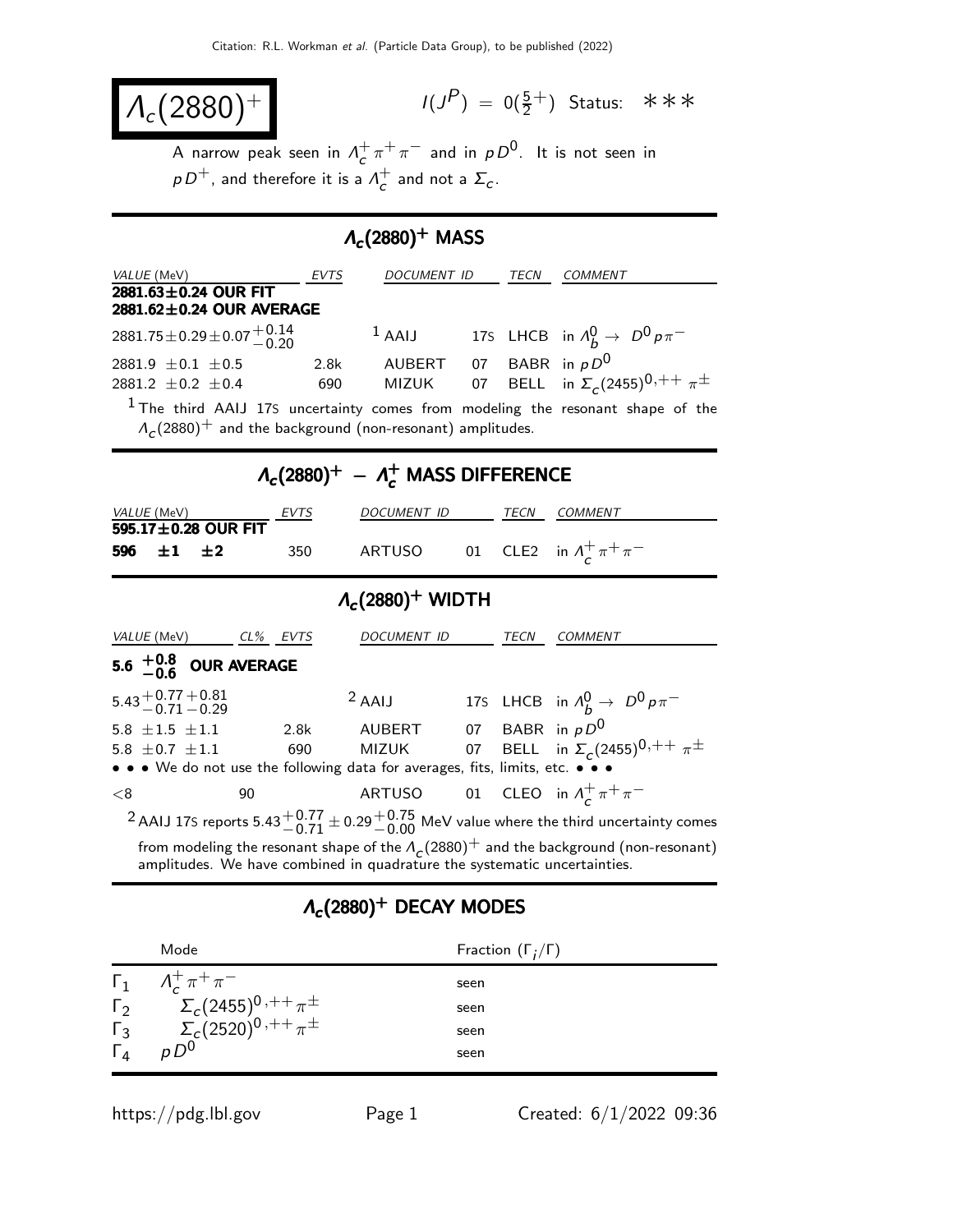# $\Lambda_c(2880)^+$

$I(J^P) = 0(\frac{5}{2}^+)$ Status: ∗∗∗

A narrow peak seen in $\Lambda_c^+ \pi^+ \pi^-$ and in $p D^0$. It is not seen in $p D^+$, and therefore it is a $\Lambda_c^+$ and not a $\Sigma_c$.

## $\Lambda_c(2880)^+$ MASS

| VALUE (MeV) | EVTS | DOCUMENT ID | | TECN | COMMENT |
|---|---|---|---|---|---|
| **2881.63±0.24 OUR FIT** | | | | | |
| **2881.62±0.24 OUR AVERAGE** | | | | | |
| $2881.75 \pm 0.29 \pm 0.07 ^{+0.14}_{-0.20}$ | | [1] AAIJ | 17S | LHCB | in $\Lambda_b^0 \to D^0 p \pi^-$ |
| $2881.9 \pm 0.1 \pm 0.5$ | 2.8k | AUBERT | 07 | BABR | in $p D^0$ |
| $2881.2 \pm 0.2 \pm 0.4$ | 690 | MIZUK | 07 | BELL | in $\Sigma_c(2455)^{0,++} \pi^\pm$ |

[1] The third AAIJ 17S uncertainty comes from modeling the resonant shape of the $\Lambda_c(2880)^+$ and the background (non-resonant) amplitudes.

## $\Lambda_c(2880)^+ - \Lambda_c^+$ MASS DIFFERENCE

| VALUE (MeV) | EVTS | DOCUMENT ID | | TECN | COMMENT |
|---|---|---|---|---|---|
| **595.17±0.28 OUR FIT** | | | | | |
| **596 ±1 ±2** | 350 | ARTUSO | 01 | CLE2 | in $\Lambda_c^+ \pi^+ \pi^-$ |

## $\Lambda_c(2880)^+$ WIDTH

| VALUE (MeV) | CL% | EVTS | DOCUMENT ID | | TECN | COMMENT |
|---|---|---|---|---|---|---|
| **$5.6 ^{+0.8}_{-0.6}$ OUR AVERAGE** | | | | | | |
| $5.43 ^{+0.77}_{-0.71} {}^{+0.81}_{-0.29}$ | | | [2] AAIJ | 17S | LHCB | in $\Lambda_b^0 \to D^0 p \pi^-$ |
| $5.8 \pm 1.5 \pm 1.1$ | | 2.8k | AUBERT | 07 | BABR | in $p D^0$ |
| $5.8 \pm 0.7 \pm 1.1$ | | 690 | MIZUK | 07 | BELL | in $\Sigma_c(2455)^{0,++} \pi^\pm$ |
| • • • We do not use the following data for averages, fits, limits, etc. • • • | | | | | | |
| $<8$ | 90 | | ARTUSO | 01 | CLEO | in $\Lambda_c^+ \pi^+ \pi^-$ |

[2] AAIJ 17S reports $5.43 ^{+0.77}_{-0.71} \pm 0.29 ^{+0.75}_{-0.00}$ MeV value where the third uncertainty comes from modeling the resonant shape of the $\Lambda_c(2880)^+$ and the background (non-resonant) amplitudes. We have combined in quadrature the systematic uncertainties.

## $\Lambda_c(2880)^+$ DECAY MODES

| | Mode | Fraction $(\Gamma_i/\Gamma)$ |
|---|---|---|
| $\Gamma_1$ | $\Lambda_c^+ \pi^+ \pi^-$ | seen |
| $\Gamma_2$ | $\Sigma_c(2455)^{0,++} \pi^\pm$ | seen |
| $\Gamma_3$ | $\Sigma_c(2520)^{0,++} \pi^\pm$ | seen |
| $\Gamma_4$ | $p D^0$ | seen |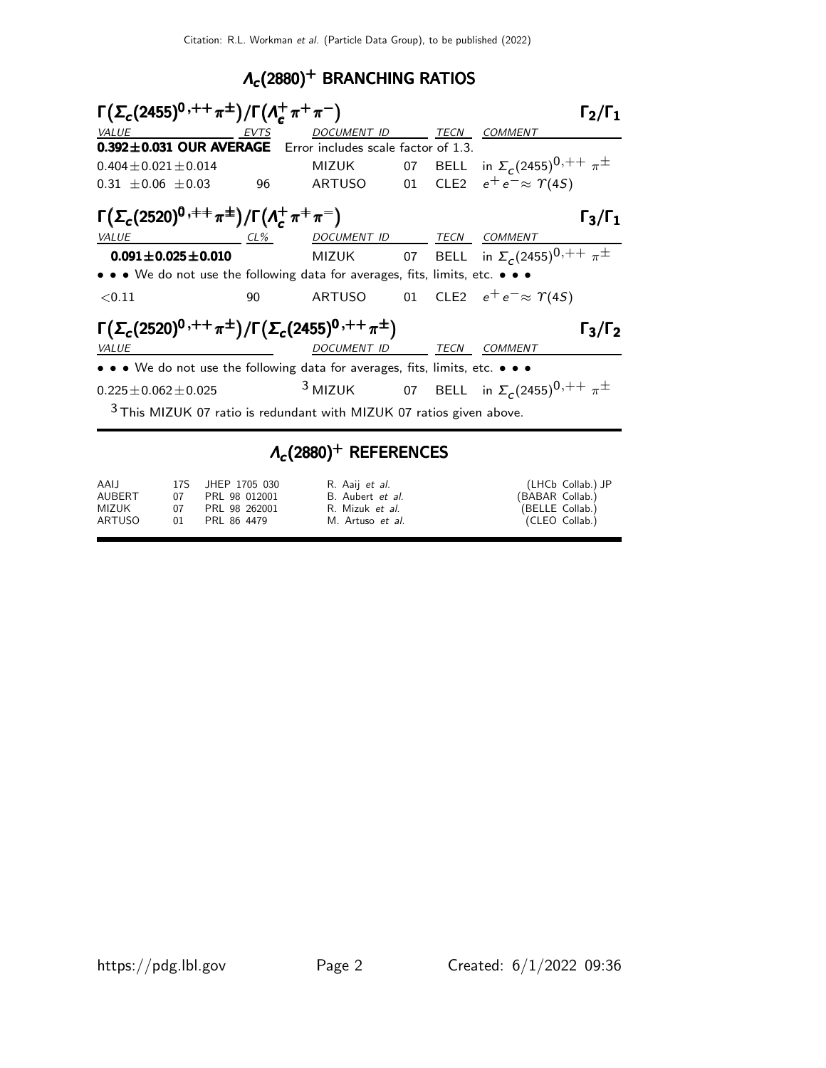## $\Lambda_c(2880)^+$ BRANCHING RATIOS

### $\Gamma\big(\Sigma_c(2455)^{0,++}\pi^\pm\big)/\Gamma\big(\Lambda_c^+\pi^+\pi^-\big)$ $\Gamma_2/\Gamma_1$

| VALUE | EVTS | DOCUMENT ID | | TECN | COMMENT |
|---|---|---|---|---|---|
| **0.392±0.031 OUR AVERAGE** | | Error includes scale factor of 1.3. | | | |
| 0.404±0.021±0.014 | | MIZUK | 07 | BELL | in $\Sigma_c(2455)^{0,++}\pi^\pm$ |
| 0.31 ±0.06 ±0.03 | 96 | ARTUSO | 01 | CLE2 | $e^+e^-\approx \Upsilon(4S)$ |

### $\Gamma\big(\Sigma_c(2520)^{0,++}\pi^\pm\big)/\Gamma\big(\Lambda_c^+\pi^+\pi^-\big)$ $\Gamma_3/\Gamma_1$

| VALUE | CL% | DOCUMENT ID | | TECN | COMMENT |
|---|---|---|---|---|---|
| **0.091±0.025±0.010** | | MIZUK | 07 | BELL | in $\Sigma_c(2455)^{0,++}\pi^\pm$ |
| • • • We do not use the following data for averages, fits, limits, etc. • • • | | | | | |
| <0.11 | 90 | ARTUSO | 01 | CLE2 | $e^+e^-\approx \Upsilon(4S)$ |

### $\Gamma\big(\Sigma_c(2520)^{0,++}\pi^\pm\big)/\Gamma\big(\Sigma_c(2455)^{0,++}\pi^\pm\big)$ $\Gamma_3/\Gamma_2$

| VALUE | DOCUMENT ID | | TECN | COMMENT |
|---|---|---|---|---|
| • • • We do not use the following data for averages, fits, limits, etc. • • • | | | | |
| 0.225±0.062±0.025 | [3] MIZUK | 07 | BELL | in $\Sigma_c(2455)^{0,++}\pi^\pm$ |

[3] This MIZUK 07 ratio is redundant with MIZUK 07 ratios given above.

## $\Lambda_c(2880)^+$ REFERENCES

| | | | | |
|---|---|---|---|---|
| AAIJ | 17S | JHEP 1705 030 | R. Aaij *et al.* | (LHCb Collab.) JP |
| AUBERT | 07 | PRL 98 012001 | B. Aubert *et al.* | (BABAR Collab.) |
| MIZUK | 07 | PRL 98 262001 | R. Mizuk *et al.* | (BELLE Collab.) |
| ARTUSO | 01 | PRL 86 4479 | M. Artuso *et al.* | (CLEO Collab.) |